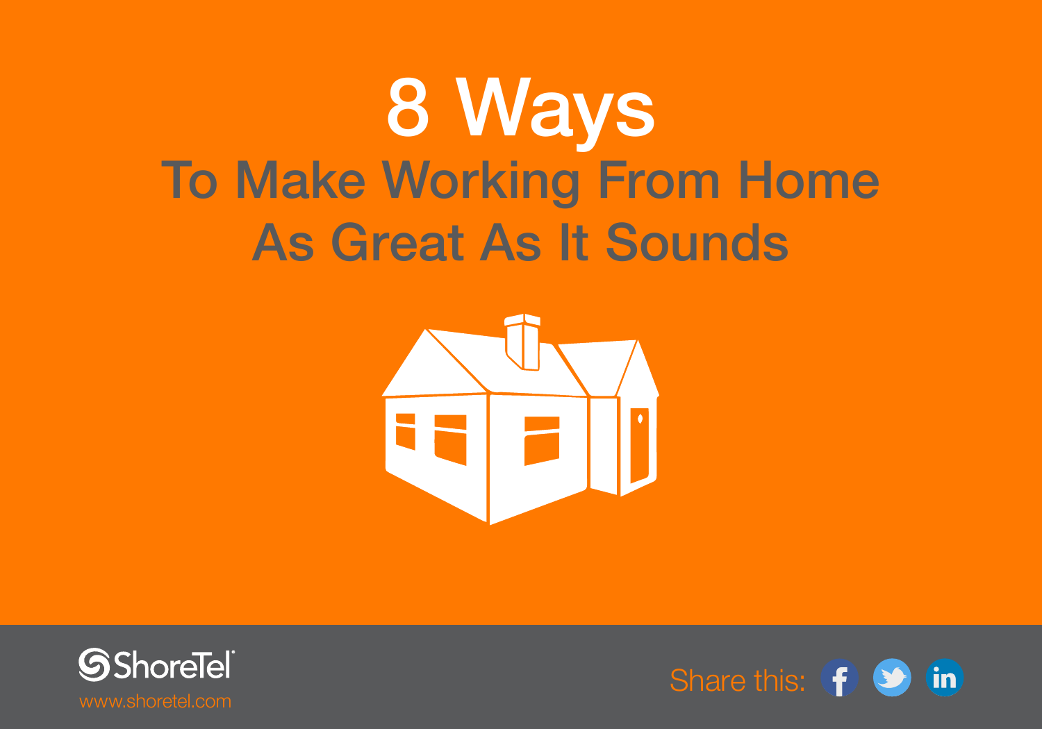# 8 Ways

## To Make Working From Home As Great As It Sounds

ShoreTel

www.shoretel.com

Share this: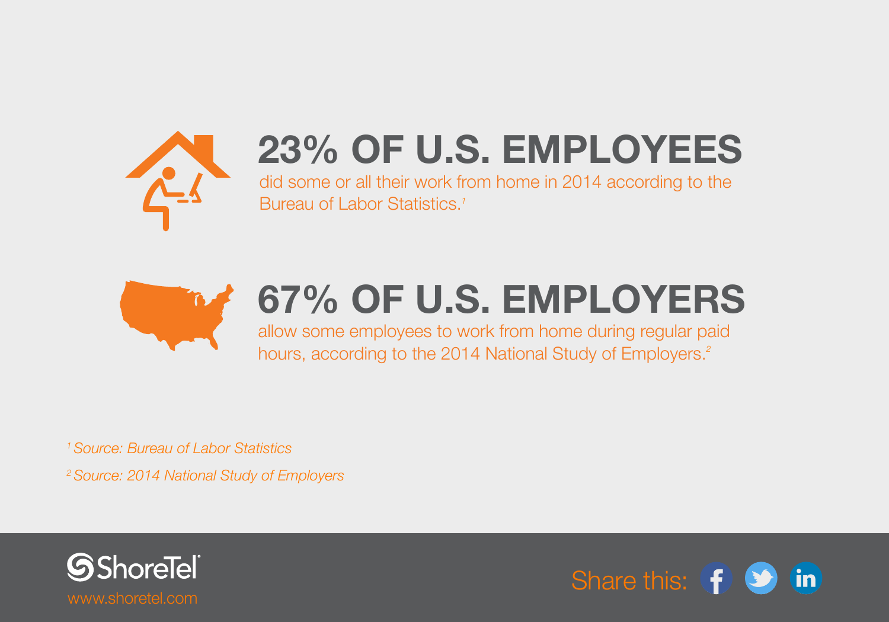## 23% OF U.S. EMPLOYEES

did some or all their work from home in 2014 according to the Bureau of Labor Statistics.[1]

## 67% OF U.S. EMPLOYERS

allow some employees to work from home during regular paid hours, according to the 2014 National Study of Employers.[2]

*[1] Source: Bureau of Labor Statistics*

*[2] Source: 2014 National Study of Employers*

ShoreTel
www.shoretel.com

Share this: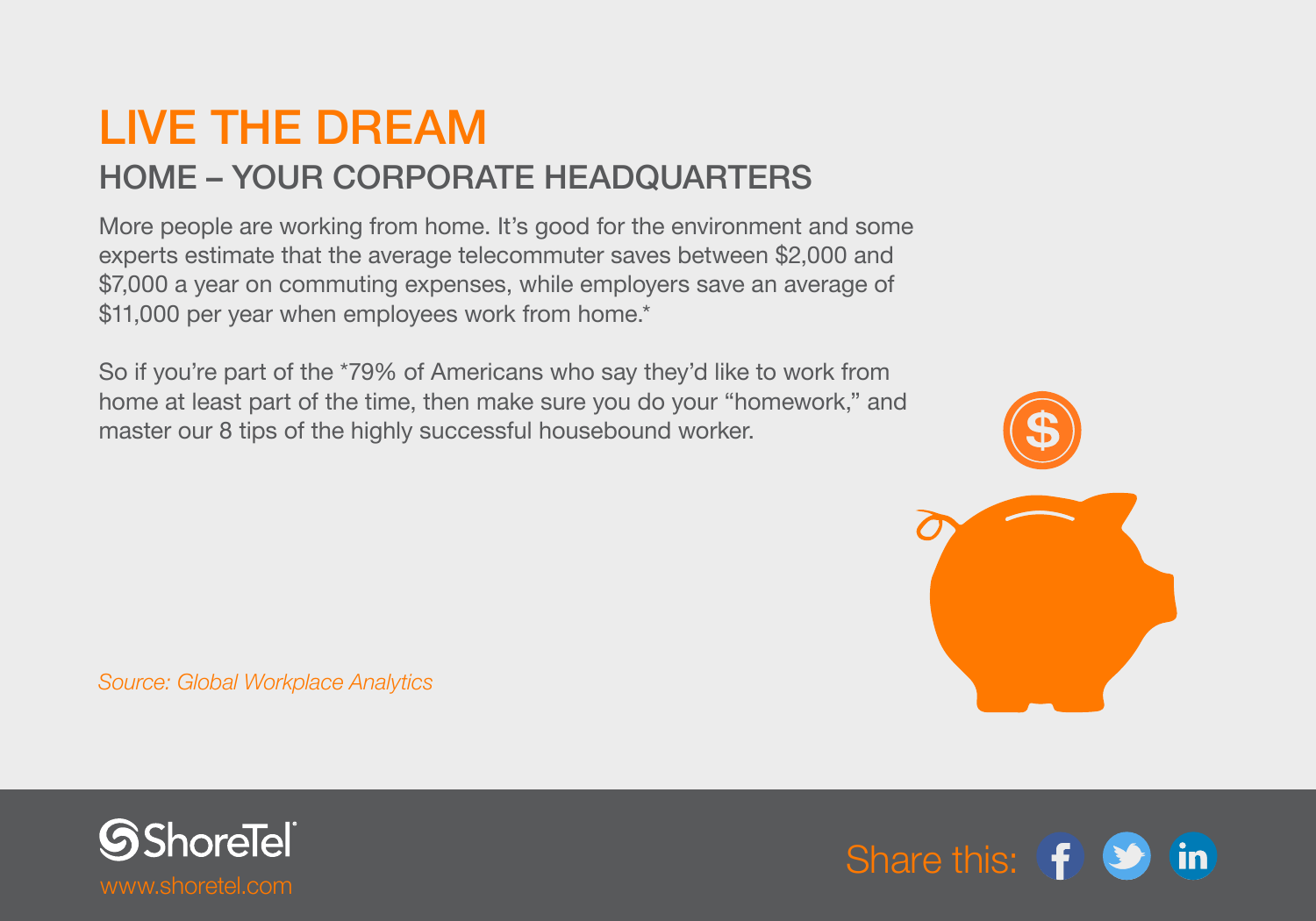# LIVE THE DREAM

## HOME – YOUR CORPORATE HEADQUARTERS

More people are working from home. It's good for the environment and some experts estimate that the average telecommuter saves between $2,000 and $7,000 a year on commuting expenses, while employers save an average of $11,000 per year when employees work from home.*

So if you're part of the *79% of Americans who say they'd like to work from home at least part of the time, then make sure you do your "homework," and master our 8 tips of the highly successful housebound worker.

*Source: Global Workplace Analytics*

ShoreTel
www.shoretel.com

Share this: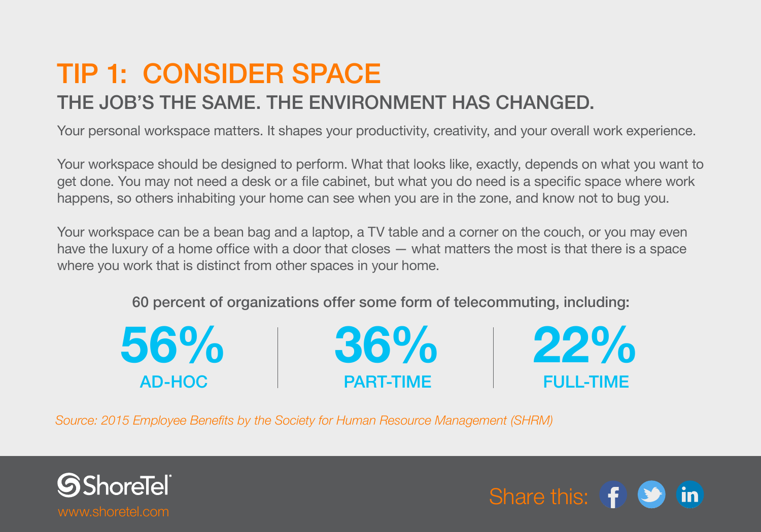# TIP 1: CONSIDER SPACE

## THE JOB'S THE SAME. THE ENVIRONMENT HAS CHANGED.

Your personal workspace matters. It shapes your productivity, creativity, and your overall work experience.

Your workspace should be designed to perform. What that looks like, exactly, depends on what you want to get done. You may not need a desk or a file cabinet, but what you do need is a specific space where work happens, so others inhabiting your home can see when you are in the zone, and know not to bug you.

Your workspace can be a bean bag and a laptop, a TV table and a corner on the couch, or you may even have the luxury of a home office with a door that closes — what matters the most is that there is a space where you work that is distinct from other spaces in your home.

**60 percent of organizations offer some form of telecommuting, including:**

| 56% | 36% | 22% |
|---|---|---|
| AD-HOC | PART-TIME | FULL-TIME |

*Source: 2015 Employee Benefits by the Society for Human Resource Management (SHRM)*

ShoreTel
www.shoretel.com

Share this: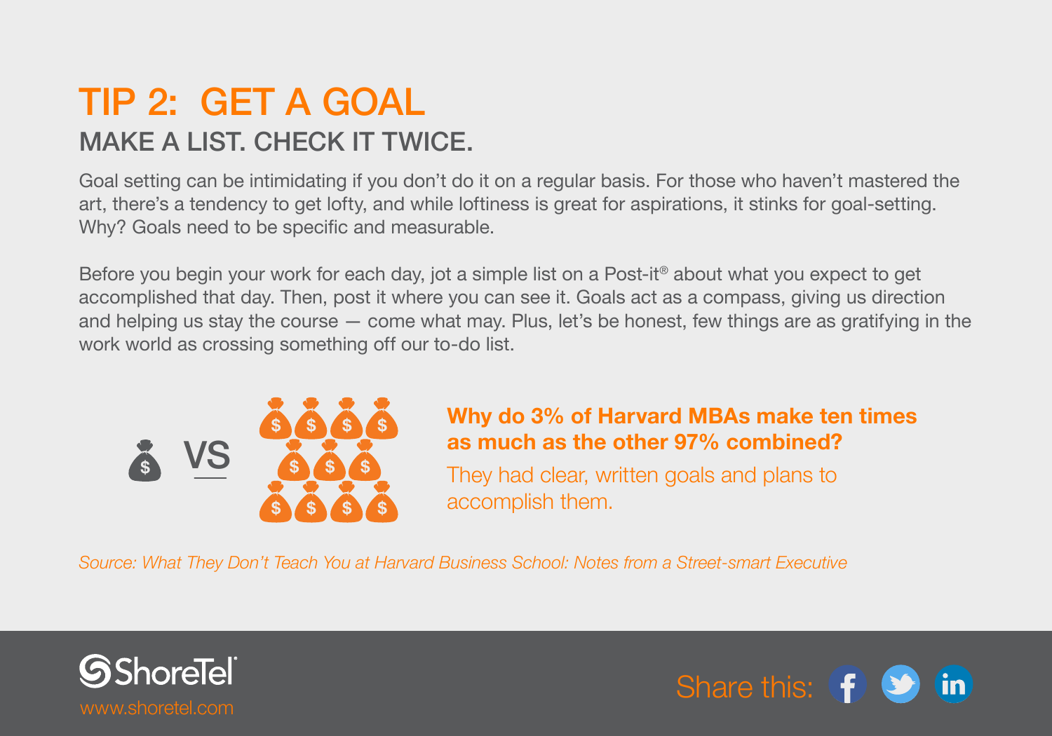# TIP 2: GET A GOAL

## MAKE A LIST. CHECK IT TWICE.

Goal setting can be intimidating if you don't do it on a regular basis. For those who haven't mastered the art, there's a tendency to get lofty, and while loftiness is great for aspirations, it stinks for goal-setting. Why? Goals need to be specific and measurable.

Before you begin your work for each day, jot a simple list on a Post-it® about what you expect to get accomplished that day. Then, post it where you can see it. Goals act as a compass, giving us direction and helping us stay the course — come what may. Plus, let's be honest, few things are as gratifying in the work world as crossing something off our to-do list.

VS

**Why do 3% of Harvard MBAs make ten times as much as the other 97% combined?**

They had clear, written goals and plans to accomplish them.

*Source: What They Don't Teach You at Harvard Business School: Notes from a Street-smart Executive*

ShoreTel
www.shoretel.com

Share this: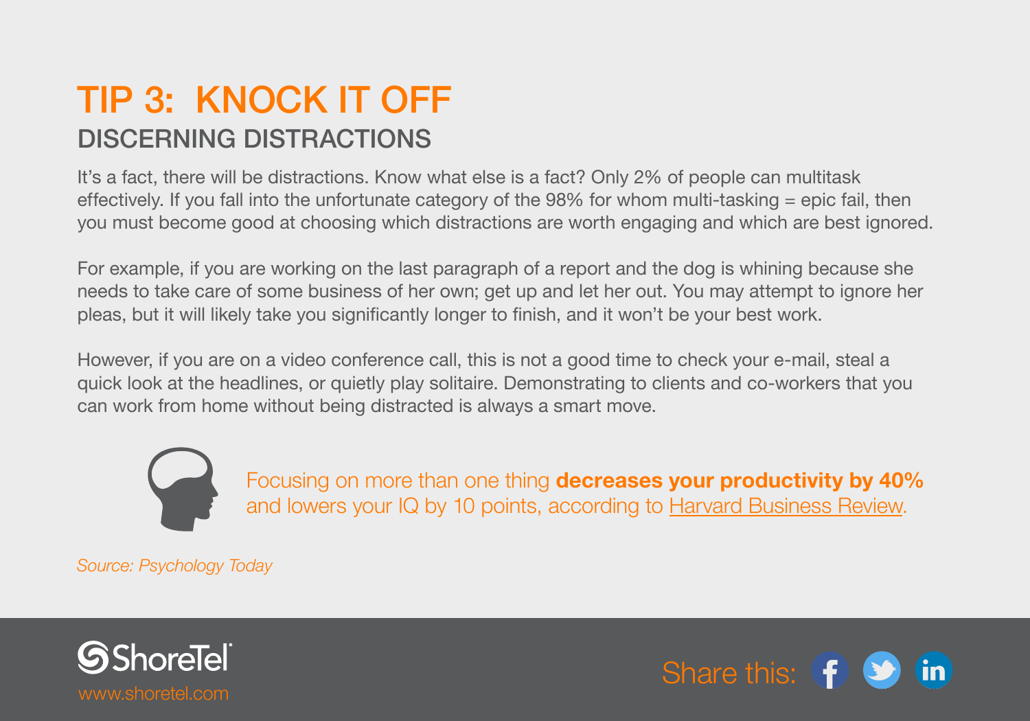# TIP 3: KNOCK IT OFF

## DISCERNING DISTRACTIONS

It's a fact, there will be distractions. Know what else is a fact? Only 2% of people can multitask effectively. If you fall into the unfortunate category of the 98% for whom multi-tasking = epic fail, then you must become good at choosing which distractions are worth engaging and which are best ignored.

For example, if you are working on the last paragraph of a report and the dog is whining because she needs to take care of some business of her own; get up and let her out. You may attempt to ignore her pleas, but it will likely take you significantly longer to finish, and it won't be your best work.

However, if you are on a video conference call, this is not a good time to check your e-mail, steal a quick look at the headlines, or quietly play solitaire. Demonstrating to clients and co-workers that you can work from home without being distracted is always a smart move.

Focusing on more than one thing **decreases your productivity by 40%** and lowers your IQ by 10 points, according to Harvard Business Review.

*Source: Psychology Today*

ShoreTel
www.shoretel.com

Share this: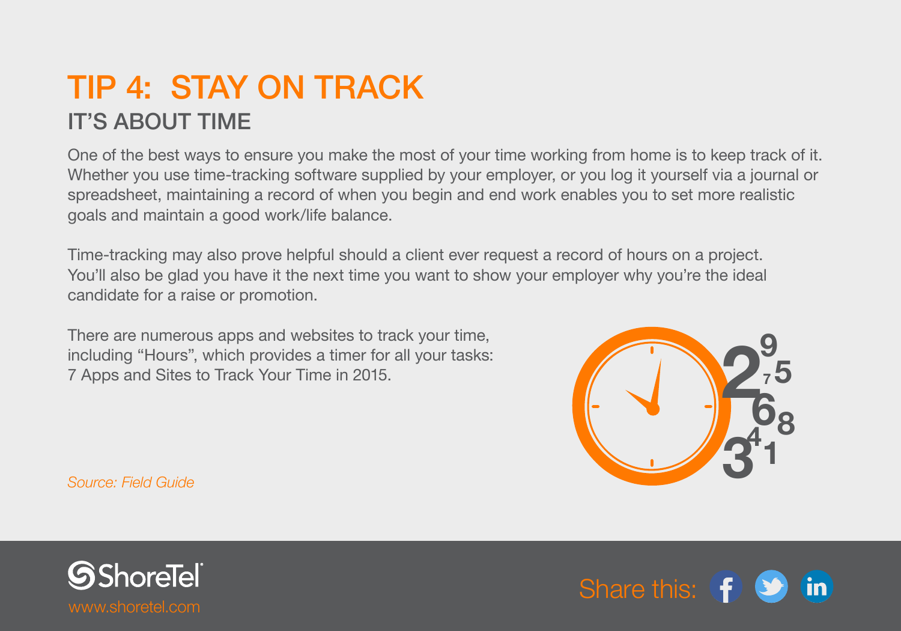# TIP 4: STAY ON TRACK

## IT'S ABOUT TIME

One of the best ways to ensure you make the most of your time working from home is to keep track of it. Whether you use time-tracking software supplied by your employer, or you log it yourself via a journal or spreadsheet, maintaining a record of when you begin and end work enables you to set more realistic goals and maintain a good work/life balance.

Time-tracking may also prove helpful should a client ever request a record of hours on a project. You'll also be glad you have it the next time you want to show your employer why you're the ideal candidate for a raise or promotion.

There are numerous apps and websites to track your time, including "Hours", which provides a timer for all your tasks: 7 Apps and Sites to Track Your Time in 2015.

*Source: Field Guide*

ShoreTel
www.shoretel.com

Share this: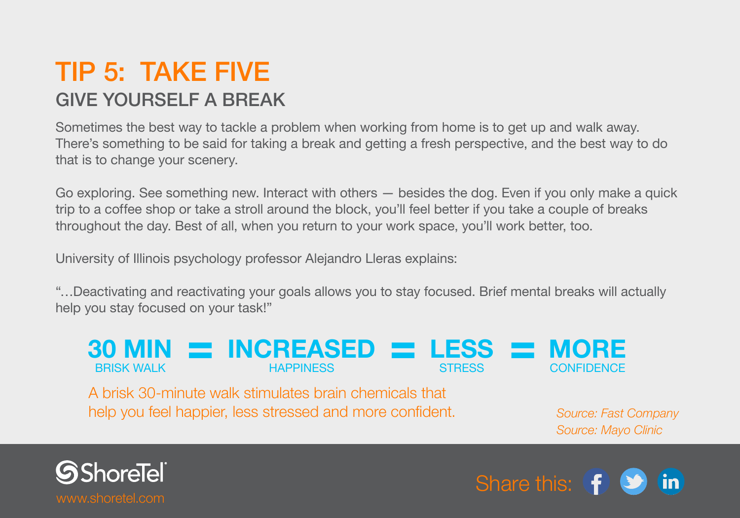# TIP 5: TAKE FIVE

## GIVE YOURSELF A BREAK

Sometimes the best way to tackle a problem when working from home is to get up and walk away. There's something to be said for taking a break and getting a fresh perspective, and the best way to do that is to change your scenery.

Go exploring. See something new. Interact with others — besides the dog. Even if you only make a quick trip to a coffee shop or take a stroll around the block, you'll feel better if you take a couple of breaks throughout the day. Best of all, when you return to your work space, you'll work better, too.

University of Illinois psychology professor Alejandro Lleras explains:

"…Deactivating and reactivating your goals allows you to stay focused. Brief mental breaks will actually help you stay focused on your task!"

**30 MIN** BRISK WALK **=** **INCREASED** HAPPINESS **=** **LESS** STRESS **=** **MORE** CONFIDENCE

A brisk 30-minute walk stimulates brain chemicals that help you feel happier, less stressed and more confident.

*Source: Fast Company*
*Source: Mayo Clinic*

ShoreTel
www.shoretel.com

Share this: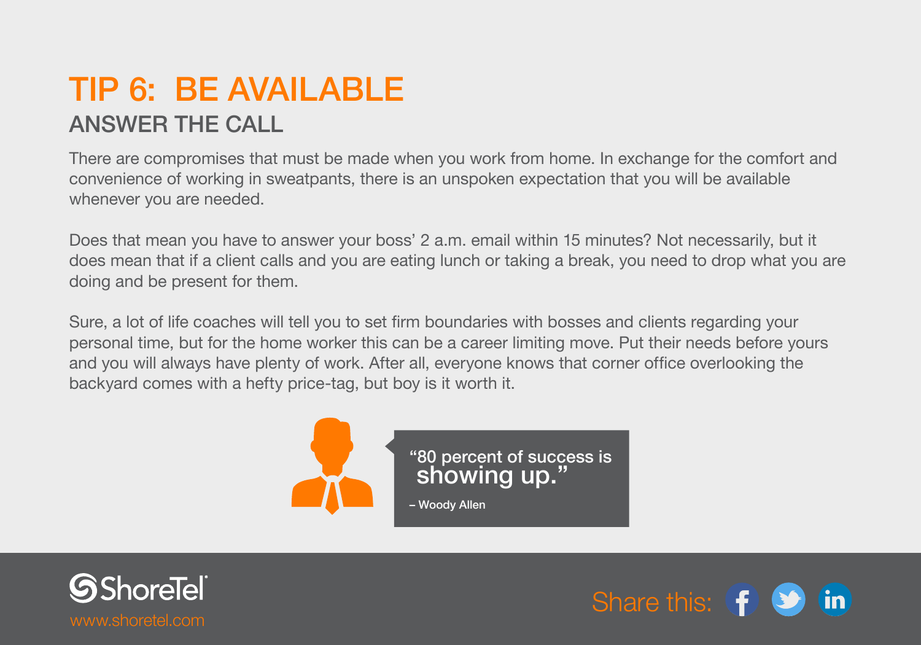# TIP 6: BE AVAILABLE

## ANSWER THE CALL

There are compromises that must be made when you work from home. In exchange for the comfort and convenience of working in sweatpants, there is an unspoken expectation that you will be available whenever you are needed.

Does that mean you have to answer your boss' 2 a.m. email within 15 minutes? Not necessarily, but it does mean that if a client calls and you are eating lunch or taking a break, you need to drop what you are doing and be present for them.

Sure, a lot of life coaches will tell you to set firm boundaries with bosses and clients regarding your personal time, but for the home worker this can be a career limiting move. Put their needs before yours and you will always have plenty of work. After all, everyone knows that corner office overlooking the backyard comes with a hefty price-tag, but boy is it worth it.

> "80 percent of success is showing up."
>
> – Woody Allen

ShoreTel
www.shoretel.com

Share this: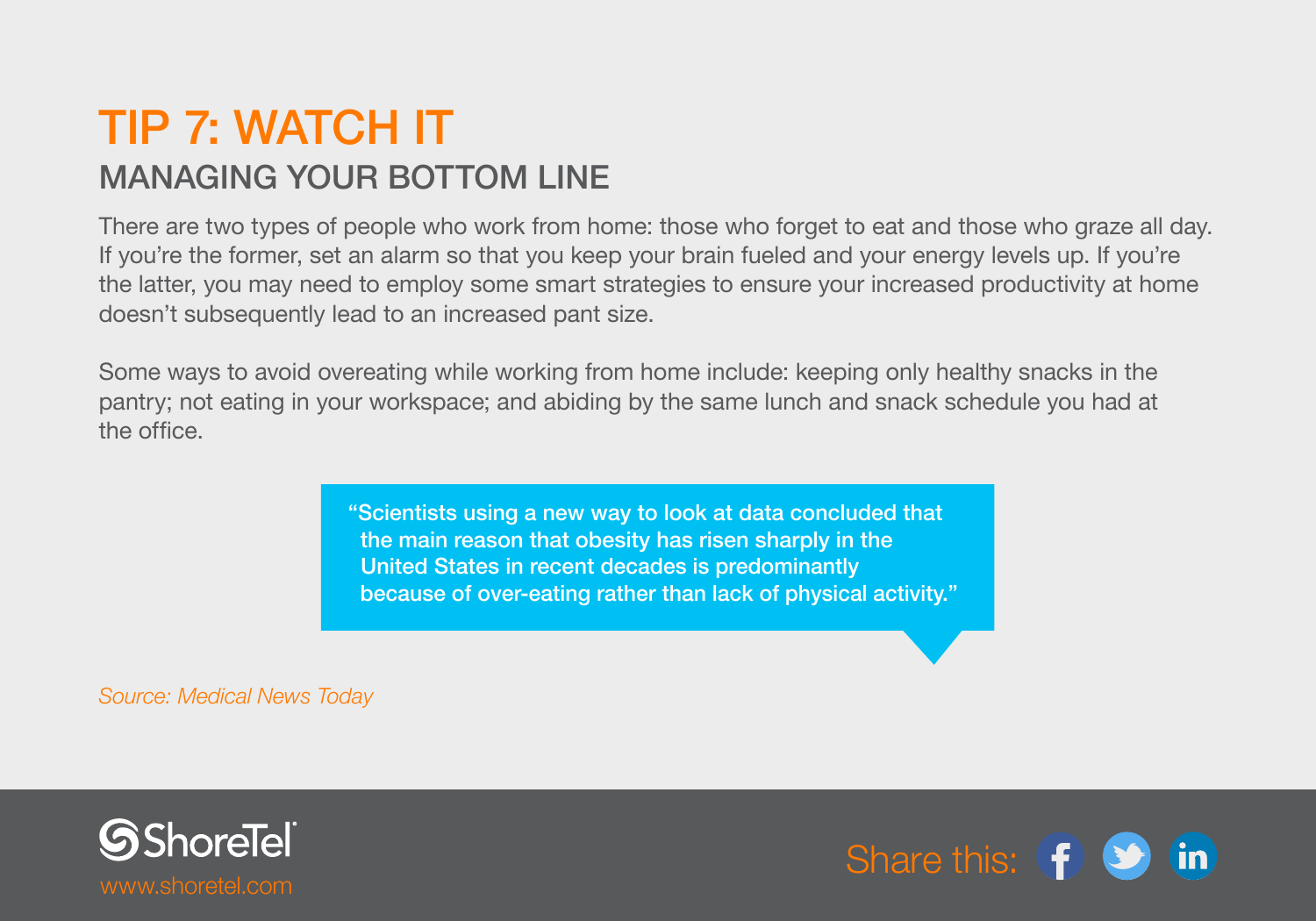# TIP 7: WATCH IT

## MANAGING YOUR BOTTOM LINE

There are two types of people who work from home: those who forget to eat and those who graze all day. If you're the former, set an alarm so that you keep your brain fueled and your energy levels up. If you're the latter, you may need to employ some smart strategies to ensure your increased productivity at home doesn't subsequently lead to an increased pant size.

Some ways to avoid overeating while working from home include: keeping only healthy snacks in the pantry; not eating in your workspace; and abiding by the same lunch and snack schedule you had at the office.

> "Scientists using a new way to look at data concluded that the main reason that obesity has risen sharply in the United States in recent decades is predominantly because of over-eating rather than lack of physical activity."

*Source: Medical News Today*

ShoreTel

www.shoretel.com

Share this: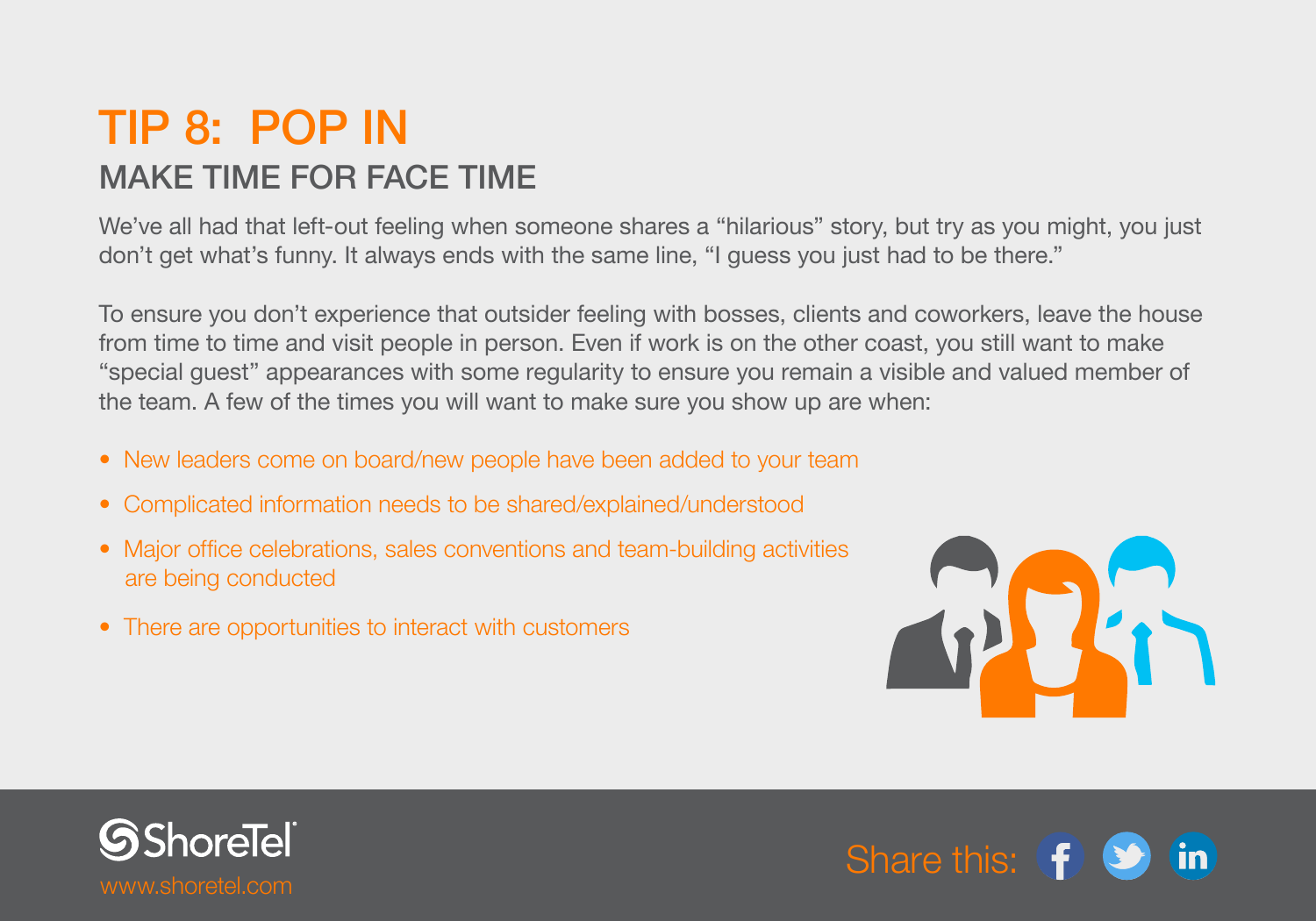# TIP 8: POP IN

## MAKE TIME FOR FACE TIME

We've all had that left-out feeling when someone shares a "hilarious" story, but try as you might, you just don't get what's funny. It always ends with the same line, "I guess you just had to be there."

To ensure you don't experience that outsider feeling with bosses, clients and coworkers, leave the house from time to time and visit people in person. Even if work is on the other coast, you still want to make "special guest" appearances with some regularity to ensure you remain a visible and valued member of the team. A few of the times you will want to make sure you show up are when:

- New leaders come on board/new people have been added to your team
- Complicated information needs to be shared/explained/understood
- Major office celebrations, sales conventions and team-building activities are being conducted
- There are opportunities to interact with customers

ShoreTel
www.shoretel.com

Share this: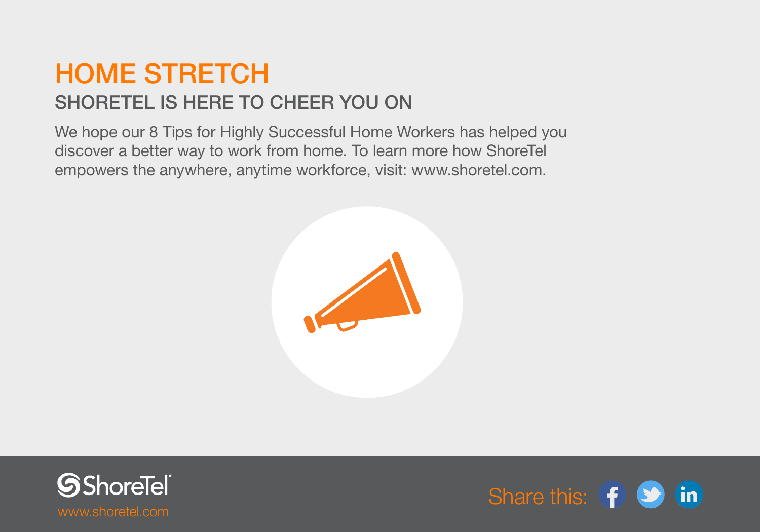# HOME STRETCH

## SHORETEL IS HERE TO CHEER YOU ON

We hope our 8 Tips for Highly Successful Home Workers has helped you discover a better way to work from home. To learn more how ShoreTel empowers the anywhere, anytime workforce, visit: www.shoretel.com.

ShoreTel

www.shoretel.com

Share this: